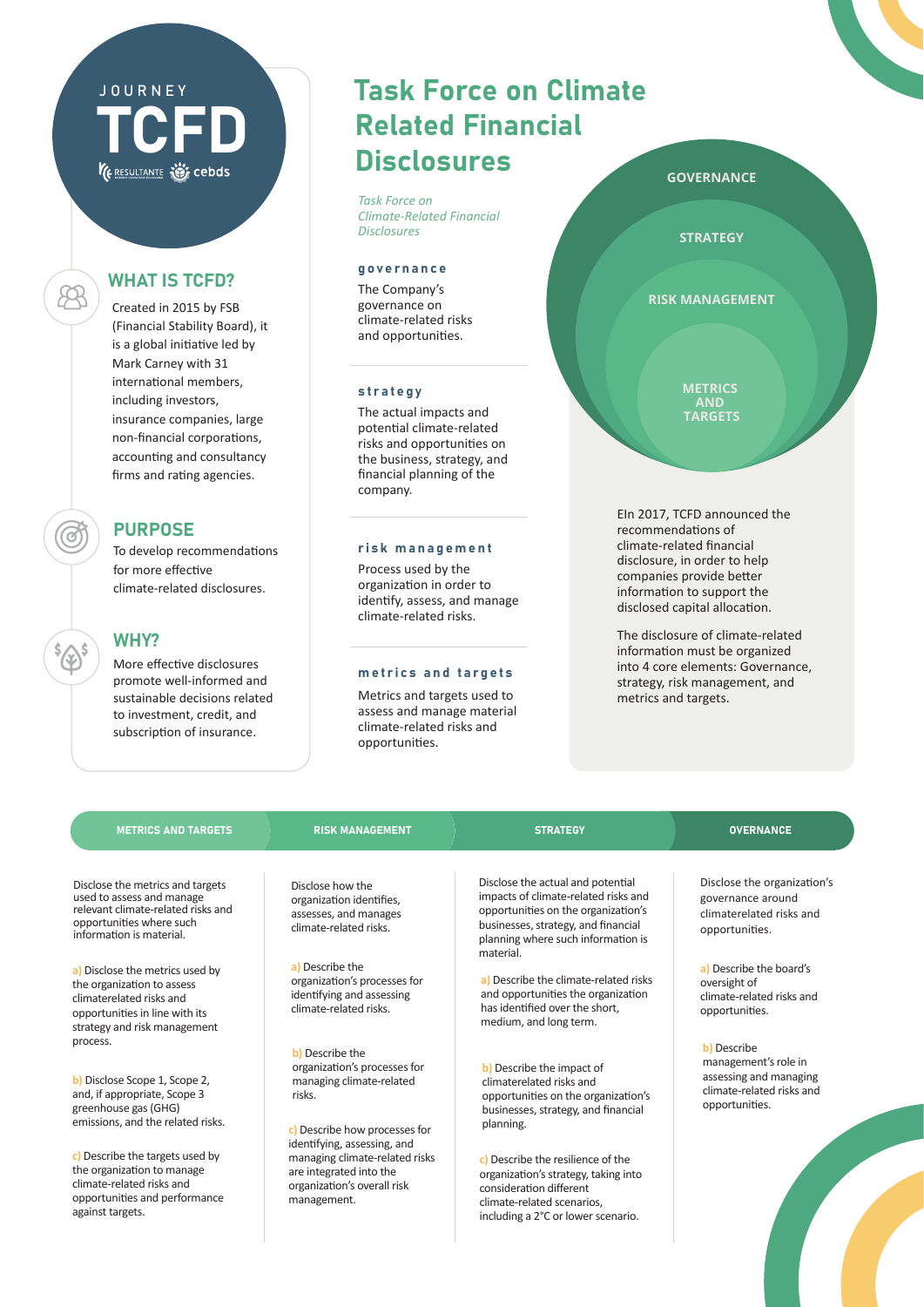JOURNEY

# TCFD

RESULTANTE cebds

## WHAT IS TCFD?

Created in 2015 by FSB (Financial Stability Board), it is a global initiative led by Mark Carney with 31 international members, including investors, insurance companies, large non-financial corporations, accounting and consultancy firms and rating agencies.

## PURPOSE

To develop recommendations for more effective climate-related disclosures.

## WHY?

More effective disclosures promote well-informed and sustainable decisions related to investment, credit, and subscription of insurance.

# Task Force on Climate Related Financial Disclosures

*Task Force on Climate-Related Financial Disclosures*

### governance

The Company's governance on climate-related risks and opportunities.

### strategy

The actual impacts and potential climate-related risks and opportunities on the business, strategy, and financial planning of the company.

### risk management

Process used by the organization in order to identify, assess, and manage climate-related risks.

### metrics and targets

Metrics and targets used to assess and manage material climate-related risks and opportunities.

GOVERNANCE

STRATEGY

RISK MANAGEMENT

METRICS AND TARGETS

EIn 2017, TCFD announced the recommendations of climate-related financial disclosure, in order to help companies provide better information to support the disclosed capital allocation.

The disclosure of climate-related information must be organized into 4 core elements: Governance, strategy, risk management, and metrics and targets.

| METRICS AND TARGETS | RISK MANAGEMENT | STRATEGY | OVERNANCE |
|---|---|---|---|
| Disclose the metrics and targets used to assess and manage relevant climate-related risks and opportunities where such information is material. | Disclose how the organization identifies, assesses, and manages climate-related risks. | Disclose the actual and potential impacts of climate-related risks and opportunities on the organization's businesses, strategy, and financial planning where such information is material. | Disclose the organization's governance around climaterelated risks and opportunities. |
| a) Disclose the metrics used by the organization to assess climaterelated risks and opportunities in line with its strategy and risk management process. | a) Describe the organization's processes for identifying and assessing climate-related risks. | a) Describe the climate-related risks and opportunities the organization has identified over the short, medium, and long term. | a) Describe the board's oversight of climate-related risks and opportunities. |
| b) Disclose Scope 1, Scope 2, and, if appropriate, Scope 3 greenhouse gas (GHG) emissions, and the related risks. | b) Describe the organization's processes for managing climate-related risks. | b) Describe the impact of climaterelated risks and opportunities on the organization's businesses, strategy, and financial planning. | b) Describe management's role in assessing and managing climate-related risks and opportunities. |
| c) Describe the targets used by the organization to manage climate-related risks and opportunities and performance against targets. | c) Describe how processes for identifying, assessing, and managing climate-related risks are integrated into the organization's overall risk management. | c) Describe the resilience of the organization's strategy, taking into consideration different climate-related scenarios, including a 2°C or lower scenario. | |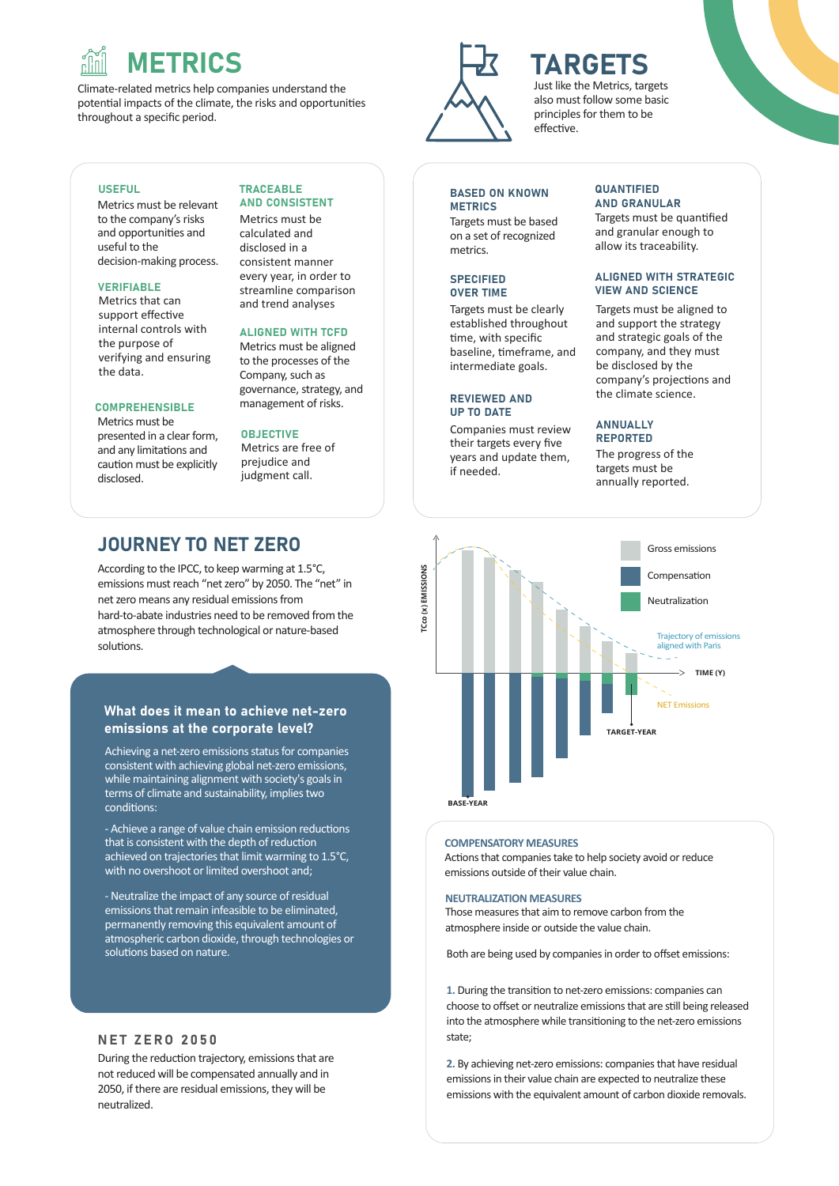# METRICS

Climate-related metrics help companies understand the potential impacts of the climate, the risks and opportunities throughout a specific period.

### USEFUL
Metrics must be relevant to the company's risks and opportunities and useful to the decision-making process.

### VERIFIABLE
Metrics that can support effective internal controls with the purpose of verifying and ensuring the data.

### COMPREHENSIBLE
Metrics must be presented in a clear form, and any limitations and caution must be explicitly disclosed.

### TRACEABLE AND CONSISTENT
Metrics must be calculated and disclosed in a consistent manner every year, in order to streamline comparison and trend analyses

### ALIGNED WITH TCFD
Metrics must be aligned to the processes of the Company, such as governance, strategy, and management of risks.

### OBJECTIVE
Metrics are free of prejudice and judgment call.

# TARGETS

Just like the Metrics, targets also must follow some basic principles for them to be effective.

### BASED ON KNOWN METRICS
Targets must be based on a set of recognized metrics.

### SPECIFIED OVER TIME
Targets must be clearly established throughout time, with specific baseline, timeframe, and intermediate goals.

### REVIEWED AND UP TO DATE
Companies must review their targets every five years and update them, if needed.

### QUANTIFIED AND GRANULAR
Targets must be quantified and granular enough to allow its traceability.

### ALIGNED WITH STRATEGIC VIEW AND SCIENCE
Targets must be aligned to and support the strategy and strategic goals of the company, and they must be disclosed by the company's projections and the climate science.

### ANNUALLY REPORTED
The progress of the targets must be annually reported.

# JOURNEY TO NET ZERO

According to the IPCC, to keep warming at 1.5°C, emissions must reach "net zero" by 2050. The "net" in net zero means any residual emissions from hard-to-abate industries need to be removed from the atmosphere through technological or nature-based solutions.

### What does it mean to achieve net-zero emissions at the corporate level?

Achieving a net-zero emissions status for companies consistent with achieving global net-zero emissions, while maintaining alignment with society's goals in terms of climate and sustainability, implies two conditions:

- Achieve a range of value chain emission reductions that is consistent with the depth of reduction achieved on trajectories that limit warming to 1.5°C, with no overshoot or limited overshoot and;

- Neutralize the impact of any source of residual emissions that remain infeasible to be eliminated, permanently removing this equivalent amount of atmospheric carbon dioxide, through technologies or solutions based on nature.

### NET ZERO 2050

During the reduction trajectory, emissions that are not reduced will be compensated annually and in 2050, if there are residual emissions, they will be neutralized.

TCco (x) EMISSIONS — TIME (Y) — BASE-YEAR — TARGET-YEAR

Gross emissions · Compensation · Neutralization · Trajectory of emissions aligned with Paris · NET Emissions

### COMPENSATORY MEASURES
Actions that companies take to help society avoid or reduce emissions outside of their value chain.

### NEUTRALIZATION MEASURES
Those measures that aim to remove carbon from the atmosphere inside or outside the value chain.

Both are being used by companies in order to offset emissions:

1. During the transition to net-zero emissions: companies can choose to offset or neutralize emissions that are still being released into the atmosphere while transitioning to the net-zero emissions state;

2. By achieving net-zero emissions: companies that have residual emissions in their value chain are expected to neutralize these emissions with the equivalent amount of carbon dioxide removals.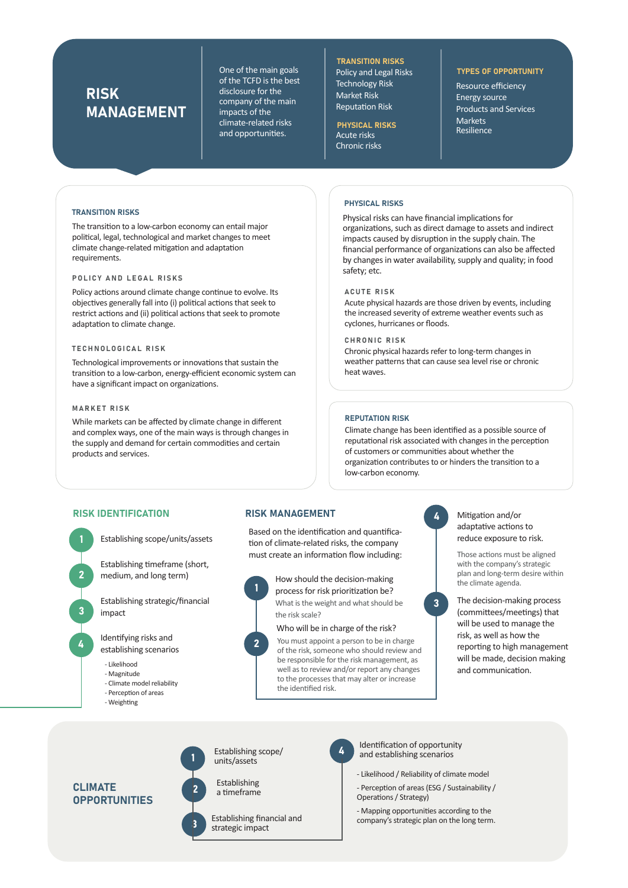# RISK MANAGEMENT

One of the main goals of the TCFD is the best disclosure for the company of the main impacts of the climate-related risks and opportunities.

**TRANSITION RISKS**
Policy and Legal Risks
Technology Risk
Market Risk
Reputation Risk

**PHYSICAL RISKS**
Acute risks
Chronic risks

**TYPES OF OPPORTUNITY**
Resource efficiency
Energy source
Products and Services
Markets
Resilience

## TRANSITION RISKS

The transition to a low-carbon economy can entail major political, legal, technological and market changes to meet climate change-related mitigation and adaptation requirements.

### POLICY AND LEGAL RISKS

Policy actions around climate change continue to evolve. Its objectives generally fall into (i) political actions that seek to restrict actions and (ii) political actions that seek to promote adaptation to climate change.

### TECHNOLOGICAL RISK

Technological improvements or innovations that sustain the transition to a low-carbon, energy-efficient economic system can have a significant impact on organizations.

### MARKET RISK

While markets can be affected by climate change in different and complex ways, one of the main ways is through changes in the supply and demand for certain commodities and certain products and services.

## PHYSICAL RISKS

Physical risks can have financial implications for organizations, such as direct damage to assets and indirect impacts caused by disruption in the supply chain. The financial performance of organizations can also be affected by changes in water availability, supply and quality; in food safety; etc.

### ACUTE RISK

Acute physical hazards are those driven by events, including the increased severity of extreme weather events such as cyclones, hurricanes or floods.

### CHRONIC RISK

Chronic physical hazards refer to long-term changes in weather patterns that can cause sea level rise or chronic heat waves.

## REPUTATION RISK

Climate change has been identified as a possible source of reputational risk associated with changes in the perception of customers or communities about whether the organization contributes to or hinders the transition to a low-carbon economy.

## RISK IDENTIFICATION

1. Establishing scope/units/assets
2. Establishing timeframe (short, medium, and long term)
3. Establishing strategic/financial impact
4. Identifying risks and establishing scenarios
   - Likelihood
   - Magnitude
   - Climate model reliability
   - Perception of areas
   - Weighting

## RISK MANAGEMENT

Based on the identification and quantification of climate-related risks, the company must create an information flow including:

1. How should the decision-making process for risk prioritization be?
   What is the weight and what should be the risk scale?
2. Who will be in charge of the risk?
   You must appoint a person to be in charge of the risk, someone who should review and be responsible for the risk management, as well as to review and/or report any changes to the processes that may alter or increase the identified risk.
3. The decision-making process (committees/meetings) that will be used to manage the risk, as well as how the reporting to high management will be made, decision making and communication.
4. Mitigation and/or adaptative actions to reduce exposure to risk.
   Those actions must be aligned with the company's strategic plan and long-term desire within the climate agenda.

## CLIMATE OPPORTUNITIES

1. Establishing scope/units/assets
2. Establishing a timeframe
3. Establishing financial and strategic impact
4. Identification of opportunity and establishing scenarios
   - Likelihood / Reliability of climate model
   - Perception of areas (ESG / Sustainability / Operations / Strategy)
   - Mapping opportunities according to the company's strategic plan on the long term.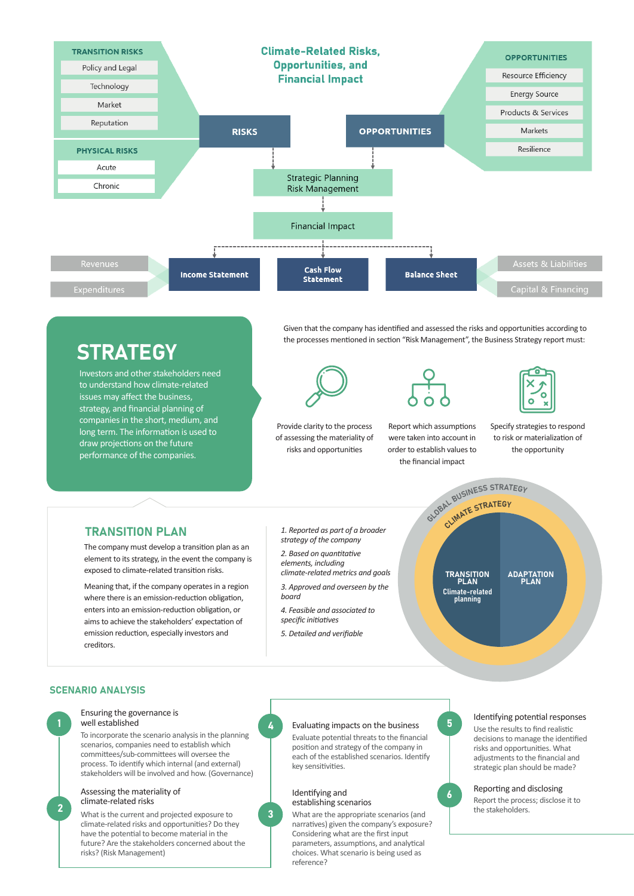## Climate-Related Risks, Opportunities, and Financial Impact

**TRANSITION RISKS**

- Policy and Legal
- Technology
- Market
- Reputation

**PHYSICAL RISKS**

- Acute
- Chronic

**RISKS**

**OPPORTUNITIES**

**OPPORTUNITIES**

- Resource Efficiency
- Energy Source
- Products & Services
- Markets
- Resilience

Strategic Planning
Risk Management

Financial Impact

- Revenues
- Expenditures

**Income Statement**

**Cash Flow Statement**

**Balance Sheet**

- Assets & Liabilities
- Capital & Financing

# STRATEGY

Investors and other stakeholders need to understand how climate-related issues may affect the business, strategy, and financial planning of companies in the short, medium, and long term. The information is used to draw projections on the future performance of the companies.

Given that the company has identified and assessed the risks and opportunities according to the processes mentioned in section "Risk Management", the Business Strategy report must:

- Provide clarity to the process of assessing the materiality of risks and opportunities
- Report which assumptions were taken into account in order to establish values to the financial impact
- Specify strategies to respond to risk or materialization of the opportunity

## TRANSITION PLAN

The company must develop a transition plan as an element to its strategy, in the event the company is exposed to climate-related transition risks.

Meaning that, if the company operates in a region where there is an emission-reduction obligation, enters into an emission-reduction obligation, or aims to achieve the stakeholders' expectation of emission reduction, especially investors and creditors.

1. *Reported as part of a broader strategy of the company*
2. *Based on quantitative elements, including climate-related metrics and goals*
3. *Approved and overseen by the board*
4. *Feasible and associated to specific initiatives*
5. *Detailed and verifiable*

GLOBAL BUSINESS STRATEGY

CLIMATE STRATEGY

**TRANSITION PLAN**
**Climate-related planning**

**ADAPTATION PLAN**

## SCENARIO ANALYSIS

**1** Ensuring the governance is well established

To incorporate the scenario analysis in the planning scenarios, companies need to establish which committees/sub-committees will oversee the process. To identify which internal (and external) stakeholders will be involved and how. (Governance)

**2** Assessing the materiality of climate-related risks

What is the current and projected exposure to climate-related risks and opportunities? Do they have the potential to become material in the future? Are the stakeholders concerned about the risks? (Risk Management)

**3** Identifying and establishing scenarios

What are the appropriate scenarios (and narratives) given the company's exposure? Considering what are the first input parameters, assumptions, and analytical choices. What scenario is being used as reference?

**4** Evaluating impacts on the business

Evaluate potential threats to the financial position and strategy of the company in each of the established scenarios. Identify key sensitivities.

**5** Identifying potential responses

Use the results to find realistic decisions to manage the identified risks and opportunities. What adjustments to the financial and strategic plan should be made?

**6** Reporting and disclosing

Report the process; disclose it to the stakeholders.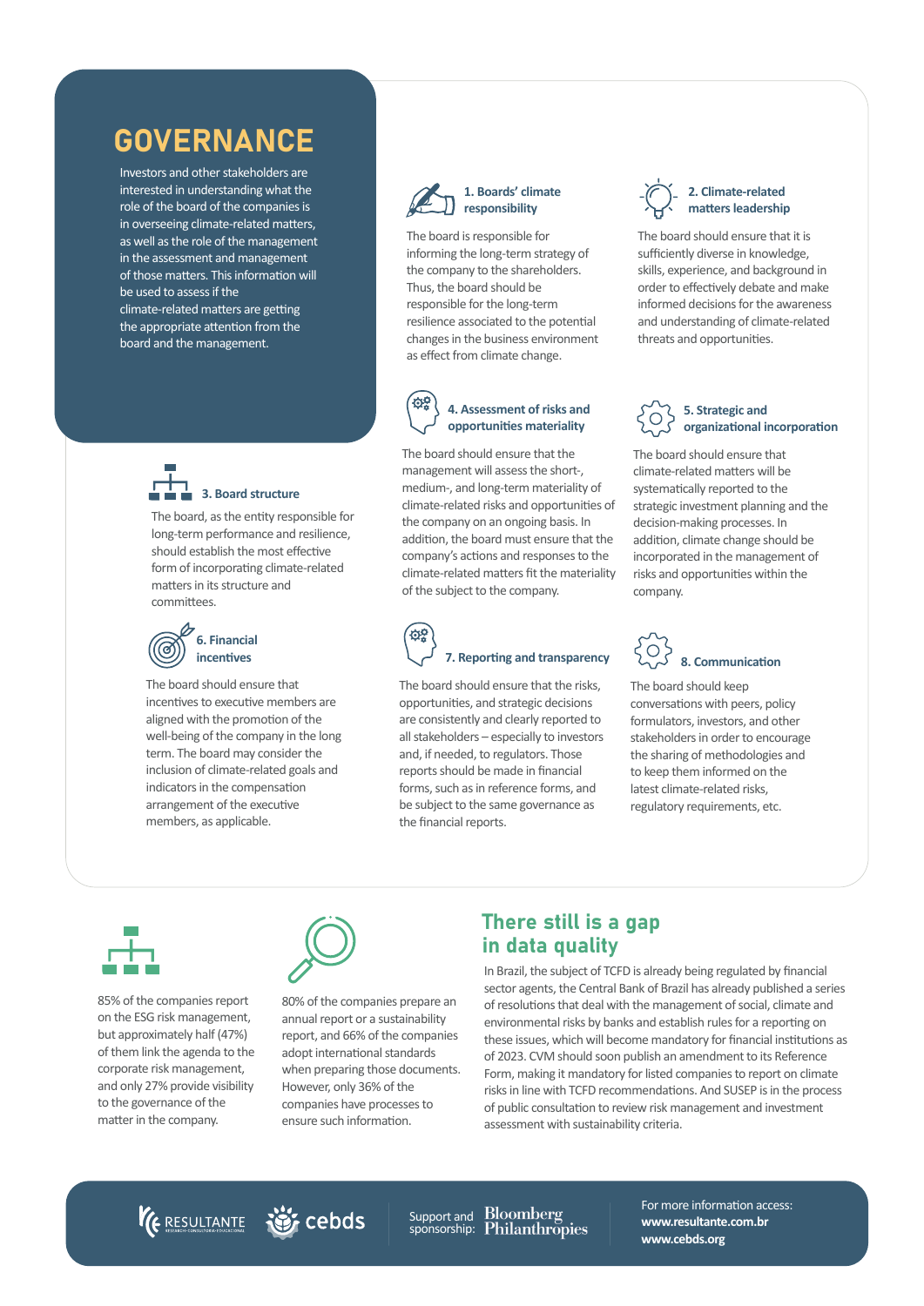# GOVERNANCE

Investors and other stakeholders are interested in understanding what the role of the board of the companies is in overseeing climate-related matters, as well as the role of the management in the assessment and management of those matters. This information will be used to assess if the climate-related matters are getting the appropriate attention from the board and the management.

### 1. Boards' climate responsibility

The board is responsible for informing the long-term strategy of the company to the shareholders. Thus, the board should be responsible for the long-term resilience associated to the potential changes in the business environment as effect from climate change.

### 2. Climate-related matters leadership

The board should ensure that it is sufficiently diverse in knowledge, skills, experience, and background in order to effectively debate and make informed decisions for the awareness and understanding of climate-related threats and opportunities.

### 3. Board structure

The board, as the entity responsible for long-term performance and resilience, should establish the most effective form of incorporating climate-related matters in its structure and committees.

### 4. Assessment of risks and opportunities materiality

The board should ensure that the management will assess the short-, medium-, and long-term materiality of climate-related risks and opportunities of the company on an ongoing basis. In addition, the board must ensure that the company's actions and responses to the climate-related matters fit the materiality of the subject to the company.

### 5. Strategic and organizational incorporation

The board should ensure that climate-related matters will be systematically reported to the strategic investment planning and the decision-making processes. In addition, climate change should be incorporated in the management of risks and opportunities within the company.

### 6. Financial incentives

The board should ensure that incentives to executive members are aligned with the promotion of the well-being of the company in the long term. The board may consider the inclusion of climate-related goals and indicators in the compensation arrangement of the executive members, as applicable.

### 7. Reporting and transparency

The board should ensure that the risks, opportunities, and strategic decisions are consistently and clearly reported to all stakeholders – especially to investors and, if needed, to regulators. Those reports should be made in financial forms, such as in reference forms, and be subject to the same governance as the financial reports.

### 8. Communication

The board should keep conversations with peers, policy formulators, investors, and other stakeholders in order to encourage the sharing of methodologies and to keep them informed on the latest climate-related risks, regulatory requirements, etc.

85% of the companies report on the ESG risk management, but approximately half (47%) of them link the agenda to the corporate risk management, and only 27% provide visibility to the governance of the matter in the company.

80% of the companies prepare an annual report or a sustainability report, and 66% of the companies adopt international standards when preparing those documents. However, only 36% of the companies have processes to ensure such information.

## There still is a gap in data quality

In Brazil, the subject of TCFD is already being regulated by financial sector agents, the Central Bank of Brazil has already published a series of resolutions that deal with the management of social, climate and environmental risks by banks and establish rules for a reporting on these issues, which will become mandatory for financial institutions as of 2023. CVM should soon publish an amendment to its Reference Form, making it mandatory for listed companies to report on climate risks in line with TCFD recommendations. And SUSEP is in the process of public consultation to review risk management and investment assessment with sustainability criteria.

RESULTANTE · cebds · Support and sponsorship: Bloomberg Philanthropies

For more information access:
**www.resultante.com.br**
**www.cebds.org**